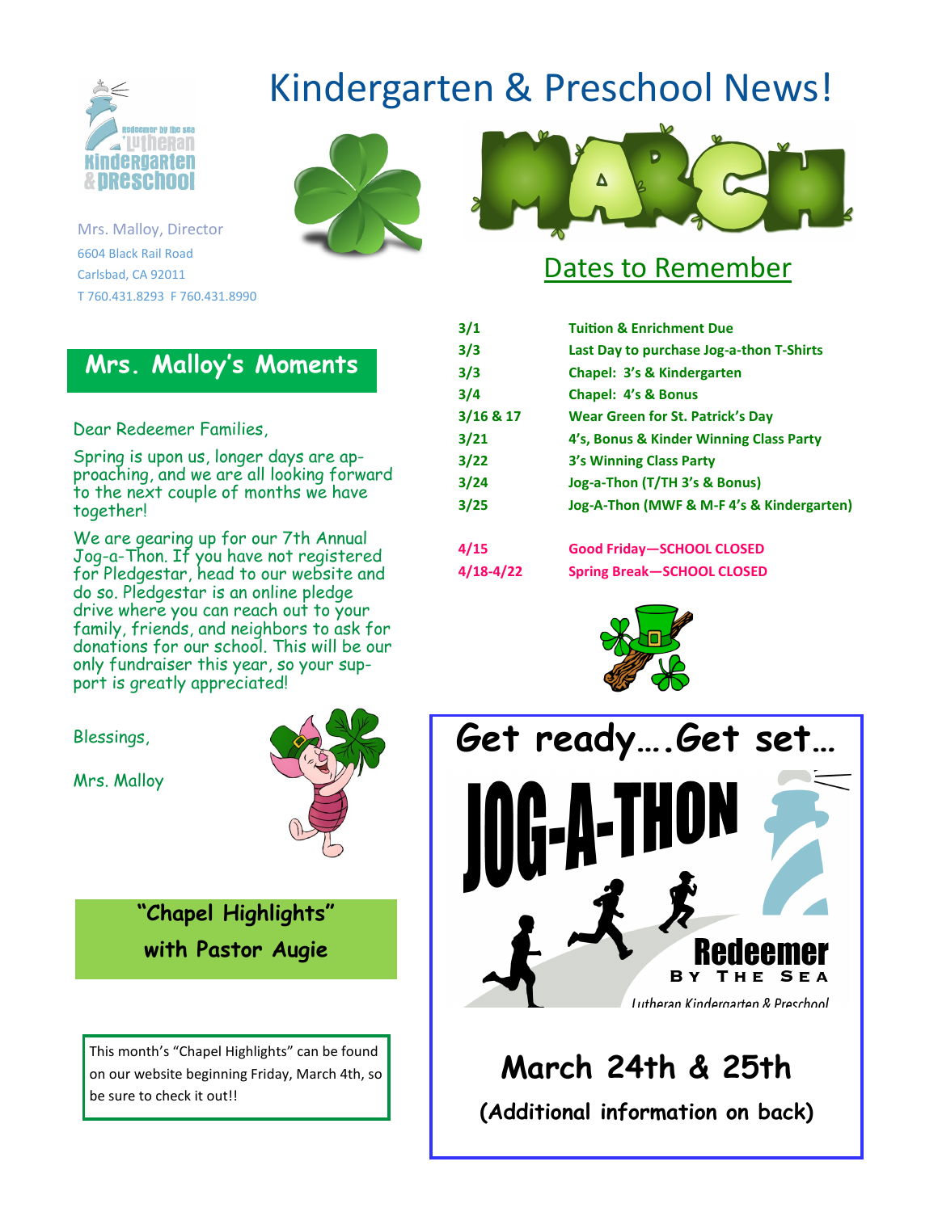# Kindergarten & Preschool News!

Mrs. Malloy, Director
6604 Black Rail Road
Carlsbad, CA 92011
T 760.431.8293 F 760.431.8990

## MARCH

## Dates to Remember

| | |
|---|---|
| 3/1 | Tuition & Enrichment Due |
| 3/3 | Last Day to purchase Jog-a-thon T-Shirts |
| 3/3 | Chapel: 3's & Kindergarten |
| 3/4 | Chapel: 4's & Bonus |
| 3/16 & 17 | Wear Green for St. Patrick's Day |
| 3/21 | 4's, Bonus & Kinder Winning Class Party |
| 3/22 | 3's Winning Class Party |
| 3/24 | Jog-a-Thon (T/TH 3's & Bonus) |
| 3/25 | Jog-A-Thon (MWF & M-F 4's & Kindergarten) |
| 4/15 | Good Friday—SCHOOL CLOSED |
| 4/18-4/22 | Spring Break—SCHOOL CLOSED |

## Mrs. Malloy's Moments

Dear Redeemer Families,

Spring is upon us, longer days are approaching, and we are all looking forward to the next couple of months we have together!

We are gearing up for our 7th Annual Jog-a-Thon. If you have not registered for Pledgestar, head to our website and do so. Pledgestar is an online pledge drive where you can reach out to your family, friends, and neighbors to ask for donations for our school. This will be our only fundraiser this year, so your support is greatly appreciated!

Blessings,

Mrs. Malloy

## "Chapel Highlights" with Pastor Augie

This month's "Chapel Highlights" can be found on our website beginning Friday, March 4th, so be sure to check it out!!

## Get ready….Get set…

# JOG-A-THON

Redeemer BY THE SEA
Lutheran Kindergarten & Preschool

**March 24th & 25th**

**(Additional information on back)**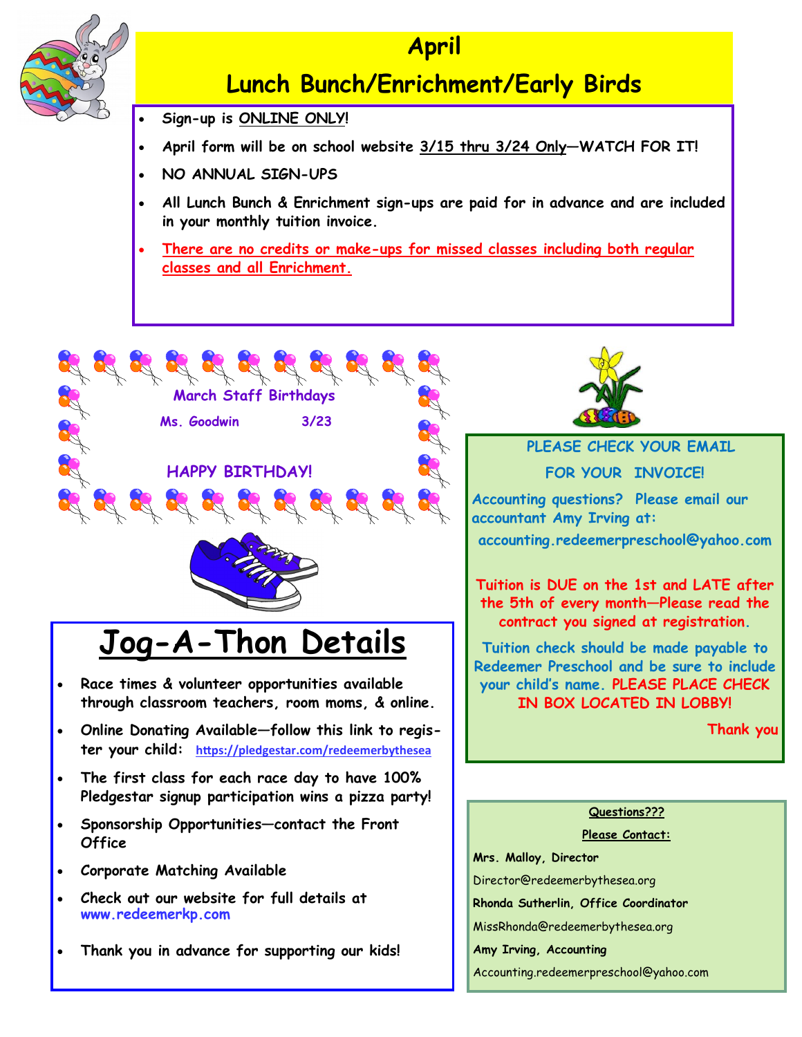# April

# Lunch Bunch/Enrichment/Early Birds

- **Sign-up is ONLINE ONLY!**
- **April form will be on school website 3/15 thru 3/24 Only—WATCH FOR IT!**
- **NO ANNUAL SIGN-UPS**
- **All Lunch Bunch & Enrichment sign-ups are paid for in advance and are included in your monthly tuition invoice.**
- **There are no credits or make-ups for missed classes including both regular classes and all Enrichment.**

**March Staff Birthdays**

**Ms. Goodwin 3/23**

**HAPPY BIRTHDAY!**

# Jog-A-Thon Details

- **Race times & volunteer opportunities available through classroom teachers, room moms, & online.**
- **Online Donating Available—follow this link to register your child:** https://pledgestar.com/redeemerbythesea
- **The first class for each race day to have 100% Pledgestar signup participation wins a pizza party!**
- **Sponsorship Opportunities—contact the Front Office**
- **Corporate Matching Available**
- **Check out our website for full details at www.redeemerkp.com**
- **Thank you in advance for supporting our kids!**

**PLEASE CHECK YOUR EMAIL FOR YOUR INVOICE!**

Accounting questions? Please email our accountant Amy Irving at:
accounting.redeemerpreschool@yahoo.com

**Tuition is DUE on the 1st and LATE after the 5th of every month—Please read the contract you signed at registration.**

Tuition check should be made payable to Redeemer Preschool and be sure to include your child's name. **PLEASE PLACE CHECK IN BOX LOCATED IN LOBBY!**

Thank you

**Questions???**

**Please Contact:**

**Mrs. Malloy, Director**
Director@redeemerbythesea.org

**Rhonda Sutherlin, Office Coordinator**
MissRhonda@redeemerbythesea.org

**Amy Irving, Accounting**
Accounting.redeemerpreschool@yahoo.com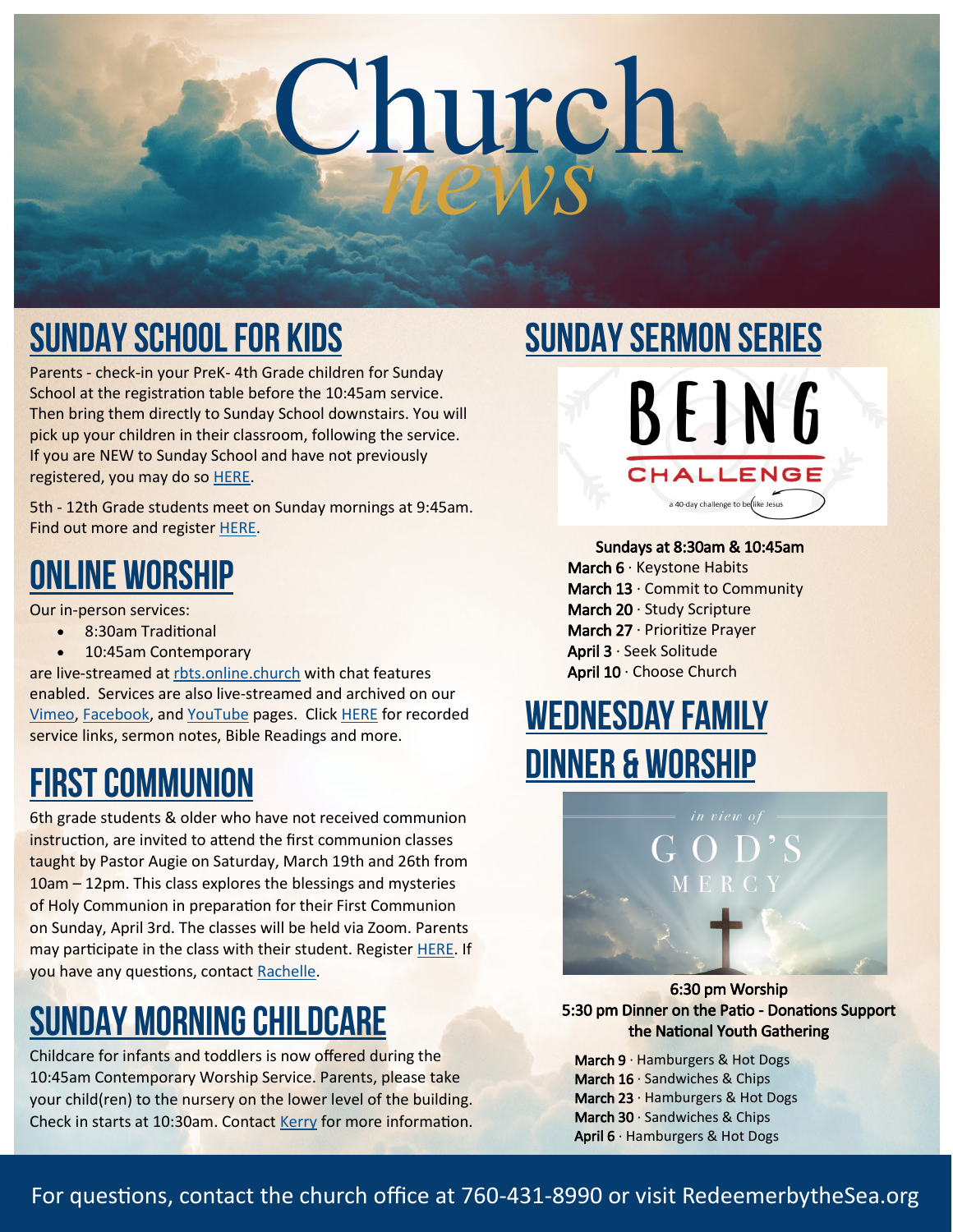# Church *news*

## SUNDAY SCHOOL FOR KIDS

Parents - check-in your PreK- 4th Grade children for Sunday School at the registration table before the 10:45am service. Then bring them directly to Sunday School downstairs. You will pick up your children in their classroom, following the service. If you are NEW to Sunday School and have not previously registered, you may do so HERE.

5th - 12th Grade students meet on Sunday mornings at 9:45am. Find out more and register HERE.

## ONLINE WORSHIP

Our in-person services:

- 8:30am Traditional
- 10:45am Contemporary

are live-streamed at rbts.online.church with chat features enabled. Services are also live-streamed and archived on our Vimeo, Facebook, and YouTube pages. Click HERE for recorded service links, sermon notes, Bible Readings and more.

## FIRST COMMUNION

6th grade students & older who have not received communion instruction, are invited to attend the first communion classes taught by Pastor Augie on Saturday, March 19th and 26th from 10am – 12pm. This class explores the blessings and mysteries of Holy Communion in preparation for their First Communion on Sunday, April 3rd. The classes will be held via Zoom. Parents may participate in the class with their student. Register HERE. If you have any questions, contact Rachelle.

## SUNDAY MORNING CHILDCARE

Childcare for infants and toddlers is now offered during the 10:45am Contemporary Worship Service. Parents, please take your child(ren) to the nursery on the lower level of the building. Check in starts at 10:30am. Contact Kerry for more information.

## SUNDAY SERMON SERIES

BEING CHALLENGE

a 40-day challenge to be like Jesus

**Sundays at 8:30am & 10:45am**

**March 6** · Keystone Habits
**March 13** · Commit to Community
**March 20** · Study Scripture
**March 27** · Prioritize Prayer
**April 3** · Seek Solitude
**April 10** · Choose Church

## WEDNESDAY FAMILY DINNER & WORSHIP

in view of GOD'S MERCY

**6:30 pm Worship**
**5:30 pm Dinner on the Patio - Donations Support the National Youth Gathering**

**March 9** · Hamburgers & Hot Dogs
**March 16** · Sandwiches & Chips
**March 23** · Hamburgers & Hot Dogs
**March 30** · Sandwiches & Chips
**April 6** · Hamburgers & Hot Dogs

For questions, contact the church office at 760-431-8990 or visit RedeemerbytheSea.org